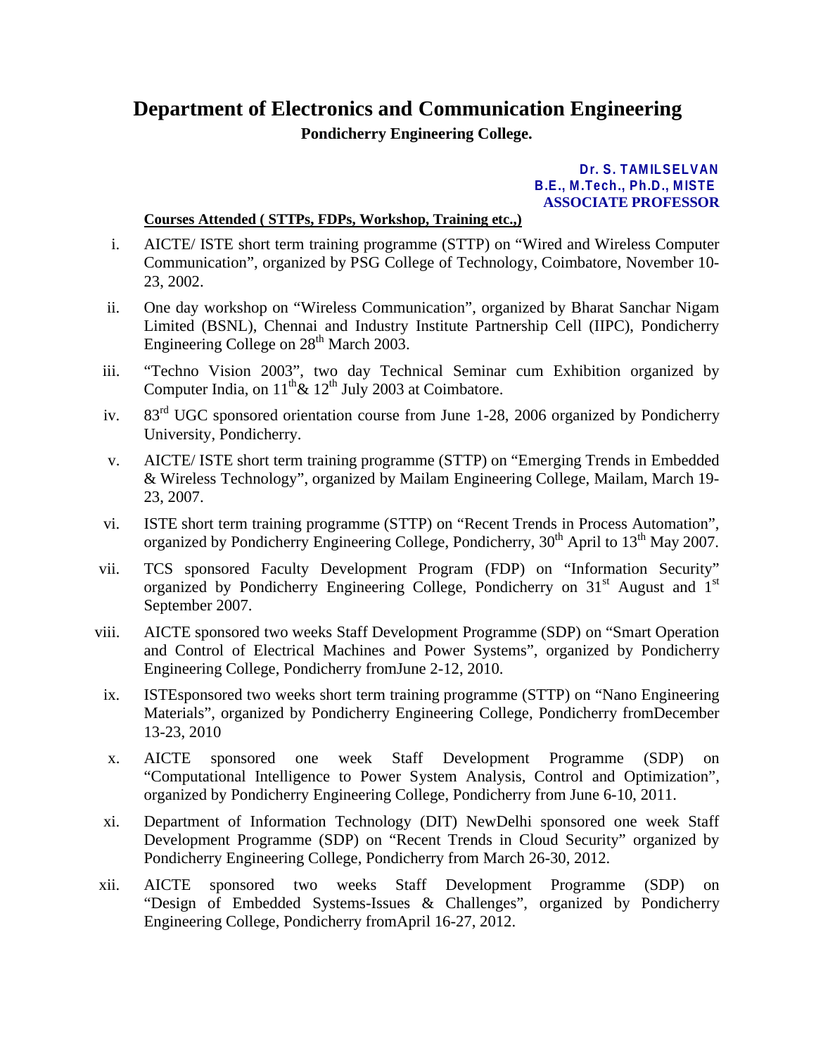# Department of Electronics and Communication Engineering

**Pondicherry Engineering College.**

**Dr. S. TAMILSELVAN**
**B.E., M.Tech., Ph.D., MISTE**
**ASSOCIATE PROFESSOR**

**Courses Attended ( STTPs, FDPs, Workshop, Training etc.,)**

i. AICTE/ ISTE short term training programme (STTP) on "Wired and Wireless Computer Communication", organized by PSG College of Technology, Coimbatore, November 10-23, 2002.

ii. One day workshop on "Wireless Communication", organized by Bharat Sanchar Nigam Limited (BSNL), Chennai and Industry Institute Partnership Cell (IIPC), Pondicherry Engineering College on 28th March 2003.

iii. "Techno Vision 2003", two day Technical Seminar cum Exhibition organized by Computer India, on 11th& 12th July 2003 at Coimbatore.

iv. 83rd UGC sponsored orientation course from June 1-28, 2006 organized by Pondicherry University, Pondicherry.

v. AICTE/ ISTE short term training programme (STTP) on "Emerging Trends in Embedded & Wireless Technology", organized by Mailam Engineering College, Mailam, March 19-23, 2007.

vi. ISTE short term training programme (STTP) on "Recent Trends in Process Automation", organized by Pondicherry Engineering College, Pondicherry, 30th April to 13th May 2007.

vii. TCS sponsored Faculty Development Program (FDP) on "Information Security" organized by Pondicherry Engineering College, Pondicherry on 31st August and 1st September 2007.

viii. AICTE sponsored two weeks Staff Development Programme (SDP) on "Smart Operation and Control of Electrical Machines and Power Systems", organized by Pondicherry Engineering College, Pondicherry fromJune 2-12, 2010.

ix. ISTEsponsored two weeks short term training programme (STTP) on "Nano Engineering Materials", organized by Pondicherry Engineering College, Pondicherry fromDecember 13-23, 2010

x. AICTE sponsored one week Staff Development Programme (SDP) on "Computational Intelligence to Power System Analysis, Control and Optimization", organized by Pondicherry Engineering College, Pondicherry from June 6-10, 2011.

xi. Department of Information Technology (DIT) NewDelhi sponsored one week Staff Development Programme (SDP) on "Recent Trends in Cloud Security" organized by Pondicherry Engineering College, Pondicherry from March 26-30, 2012.

xii. AICTE sponsored two weeks Staff Development Programme (SDP) on "Design of Embedded Systems-Issues & Challenges", organized by Pondicherry Engineering College, Pondicherry fromApril 16-27, 2012.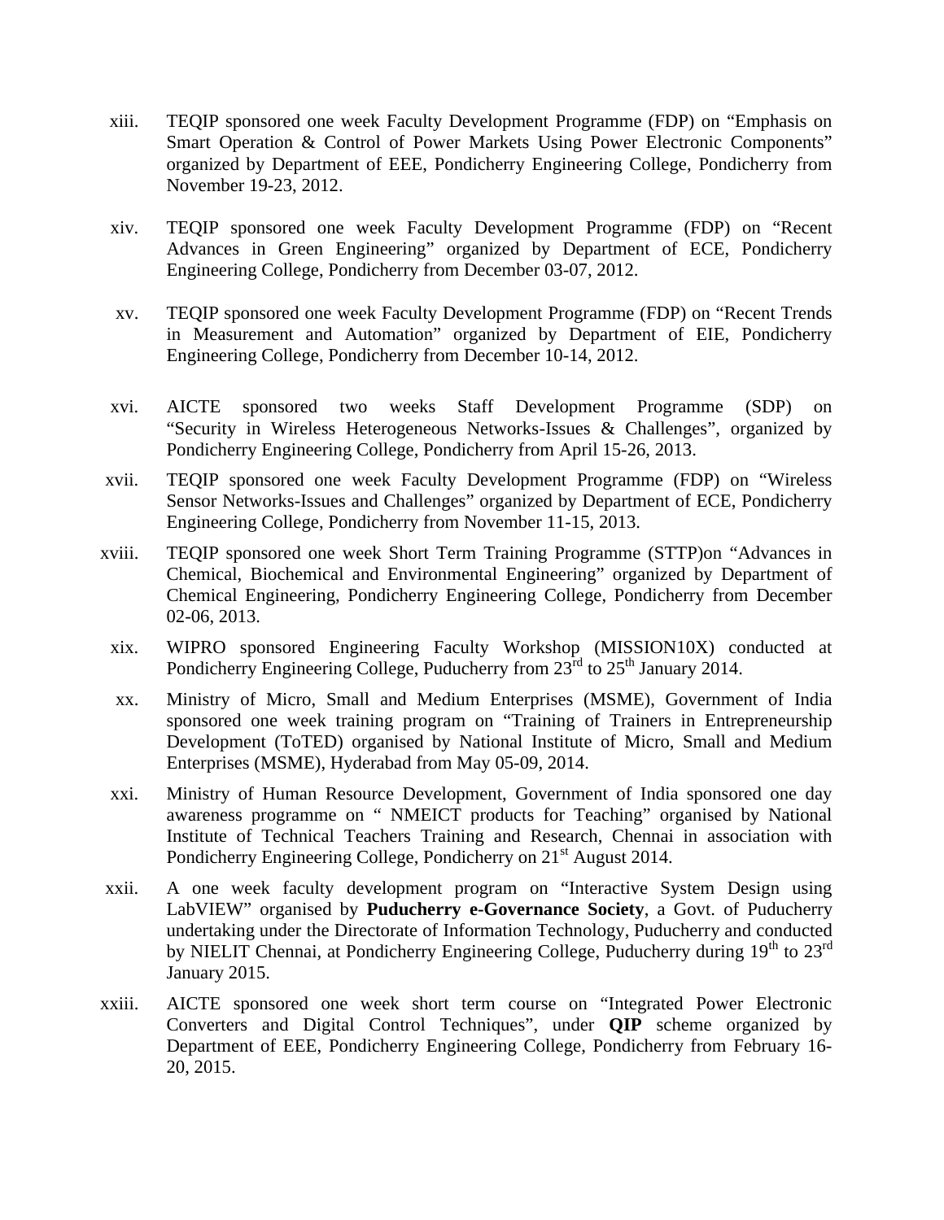xiii. TEQIP sponsored one week Faculty Development Programme (FDP) on "Emphasis on Smart Operation & Control of Power Markets Using Power Electronic Components" organized by Department of EEE, Pondicherry Engineering College, Pondicherry from November 19-23, 2012.

xiv. TEQIP sponsored one week Faculty Development Programme (FDP) on "Recent Advances in Green Engineering" organized by Department of ECE, Pondicherry Engineering College, Pondicherry from December 03-07, 2012.

xv. TEQIP sponsored one week Faculty Development Programme (FDP) on "Recent Trends in Measurement and Automation" organized by Department of EIE, Pondicherry Engineering College, Pondicherry from December 10-14, 2012.

xvi. AICTE sponsored two weeks Staff Development Programme (SDP) on "Security in Wireless Heterogeneous Networks-Issues & Challenges", organized by Pondicherry Engineering College, Pondicherry from April 15-26, 2013.

xvii. TEQIP sponsored one week Faculty Development Programme (FDP) on "Wireless Sensor Networks-Issues and Challenges" organized by Department of ECE, Pondicherry Engineering College, Pondicherry from November 11-15, 2013.

xviii. TEQIP sponsored one week Short Term Training Programme (STTP)on "Advances in Chemical, Biochemical and Environmental Engineering" organized by Department of Chemical Engineering, Pondicherry Engineering College, Pondicherry from December 02-06, 2013.

xix. WIPRO sponsored Engineering Faculty Workshop (MISSION10X) conducted at Pondicherry Engineering College, Puducherry from 23rd to 25th January 2014.

xx. Ministry of Micro, Small and Medium Enterprises (MSME), Government of India sponsored one week training program on "Training of Trainers in Entrepreneurship Development (ToTED) organised by National Institute of Micro, Small and Medium Enterprises (MSME), Hyderabad from May 05-09, 2014.

xxi. Ministry of Human Resource Development, Government of India sponsored one day awareness programme on " NMEICT products for Teaching" organised by National Institute of Technical Teachers Training and Research, Chennai in association with Pondicherry Engineering College, Pondicherry on 21st August 2014.

xxii. A one week faculty development program on "Interactive System Design using LabVIEW" organised by **Puducherry e-Governance Society**, a Govt. of Puducherry undertaking under the Directorate of Information Technology, Puducherry and conducted by NIELIT Chennai, at Pondicherry Engineering College, Puducherry during 19th to 23rd January 2015.

xxiii. AICTE sponsored one week short term course on "Integrated Power Electronic Converters and Digital Control Techniques", under **QIP** scheme organized by Department of EEE, Pondicherry Engineering College, Pondicherry from February 16-20, 2015.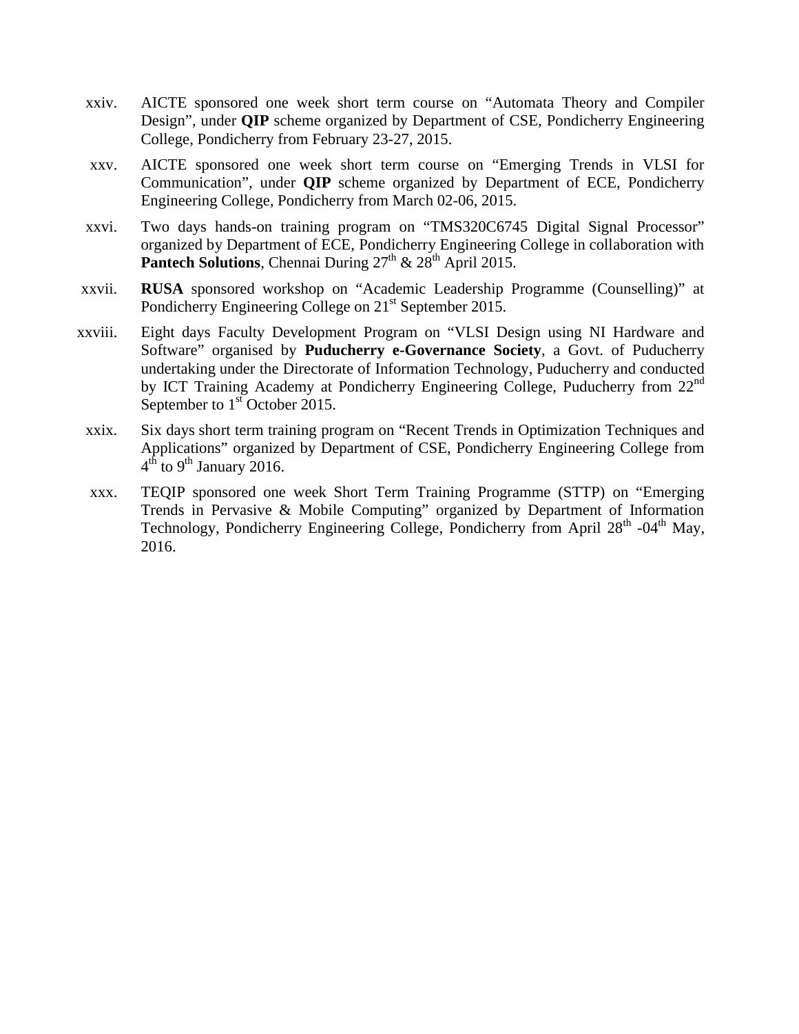xxiv. AICTE sponsored one week short term course on "Automata Theory and Compiler Design", under **QIP** scheme organized by Department of CSE, Pondicherry Engineering College, Pondicherry from February 23-27, 2015.

xxv. AICTE sponsored one week short term course on "Emerging Trends in VLSI for Communication", under **QIP** scheme organized by Department of ECE, Pondicherry Engineering College, Pondicherry from March 02-06, 2015.

xxvi. Two days hands-on training program on "TMS320C6745 Digital Signal Processor" organized by Department of ECE, Pondicherry Engineering College in collaboration with **Pantech Solutions**, Chennai During 27th & 28th April 2015.

xxvii. **RUSA** sponsored workshop on "Academic Leadership Programme (Counselling)" at Pondicherry Engineering College on 21st September 2015.

xxviii. Eight days Faculty Development Program on "VLSI Design using NI Hardware and Software" organised by **Puducherry e-Governance Society**, a Govt. of Puducherry undertaking under the Directorate of Information Technology, Puducherry and conducted by ICT Training Academy at Pondicherry Engineering College, Puducherry from 22nd September to 1st October 2015.

xxix. Six days short term training program on "Recent Trends in Optimization Techniques and Applications" organized by Department of CSE, Pondicherry Engineering College from 4th to 9th January 2016.

xxx. TEQIP sponsored one week Short Term Training Programme (STTP) on "Emerging Trends in Pervasive & Mobile Computing" organized by Department of Information Technology, Pondicherry Engineering College, Pondicherry from April 28th -04th May, 2016.